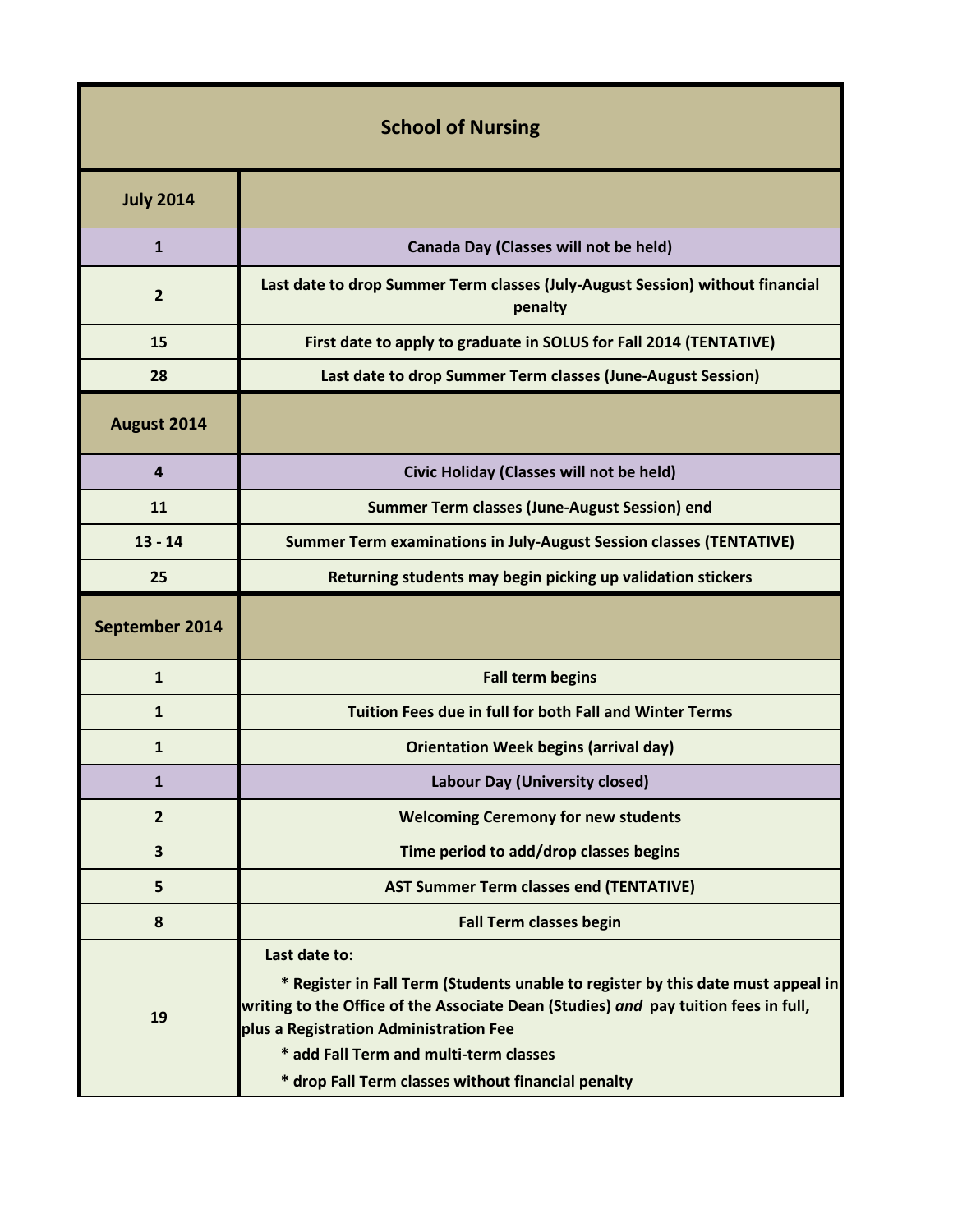# School of Nursing

| July 2014 | |
|---|---|
| 1 | Canada Day (Classes will not be held) |
| 2 | Last date to drop Summer Term classes (July-August Session) without financial penalty |
| 15 | First date to apply to graduate in SOLUS for Fall 2014 (TENTATIVE) |
| 28 | Last date to drop Summer Term classes (June-August Session) |
| **August 2014** | |
| 4 | Civic Holiday (Classes will not be held) |
| 11 | Summer Term classes (June-August Session) end |
| 13 - 14 | Summer Term examinations in July-August Session classes (TENTATIVE) |
| 25 | Returning students may begin picking up validation stickers |
| **September 2014** | |
| 1 | Fall term begins |
| 1 | Tuition Fees due in full for both Fall and Winter Terms |
| 1 | Orientation Week begins (arrival day) |
| 1 | Labour Day (University closed) |
| 2 | Welcoming Ceremony for new students |
| 3 | Time period to add/drop classes begins |
| 5 | AST Summer Term classes end (TENTATIVE) |
| 8 | Fall Term classes begin |
| 19 | Last date to:<br>* Register in Fall Term (Students unable to register by this date must appeal in writing to the Office of the Associate Dean (Studies) *and* pay tuition fees in full, plus a Registration Administration Fee<br>* add Fall Term and multi-term classes<br>* drop Fall Term classes without financial penalty |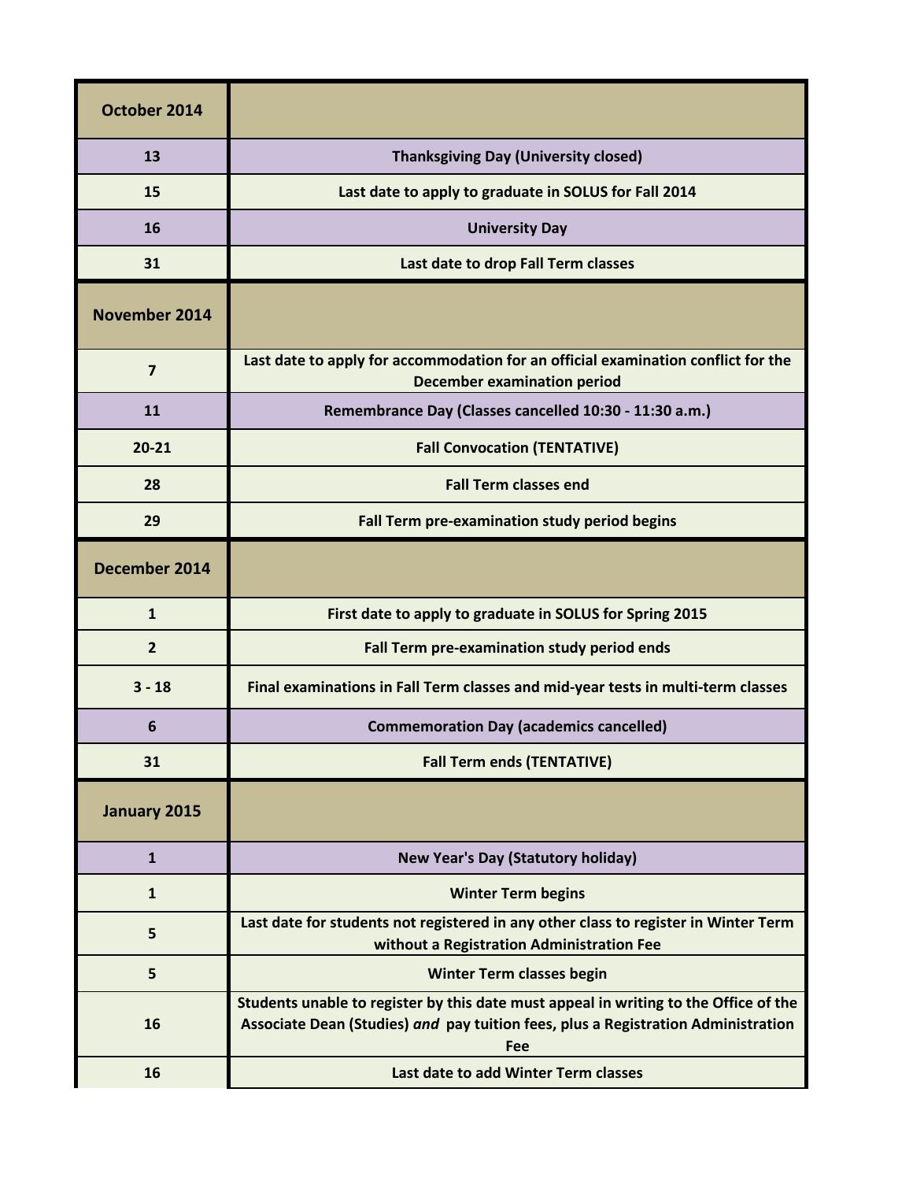| October 2014 | |
|---|---|
| 13 | Thanksgiving Day (University closed) |
| 15 | Last date to apply to graduate in SOLUS for Fall 2014 |
| 16 | University Day |
| 31 | Last date to drop Fall Term classes |
| **November 2014** | |
| 7 | Last date to apply for accommodation for an official examination conflict for the December examination period |
| 11 | Remembrance Day (Classes cancelled 10:30 - 11:30 a.m.) |
| 20-21 | Fall Convocation (TENTATIVE) |
| 28 | Fall Term classes end |
| 29 | Fall Term pre-examination study period begins |
| **December 2014** | |
| 1 | First date to apply to graduate in SOLUS for Spring 2015 |
| 2 | Fall Term pre-examination study period ends |
| 3 - 18 | Final examinations in Fall Term classes and mid-year tests in multi-term classes |
| 6 | Commemoration Day (academics cancelled) |
| 31 | Fall Term ends (TENTATIVE) |
| **January 2015** | |
| 1 | New Year's Day (Statutory holiday) |
| 1 | Winter Term begins |
| 5 | Last date for students not registered in any other class to register in Winter Term without a Registration Administration Fee |
| 5 | Winter Term classes begin |
| 16 | Students unable to register by this date must appeal in writing to the Office of the Associate Dean (Studies) *and* pay tuition fees, plus a Registration Administration Fee |
| 16 | Last date to add Winter Term classes |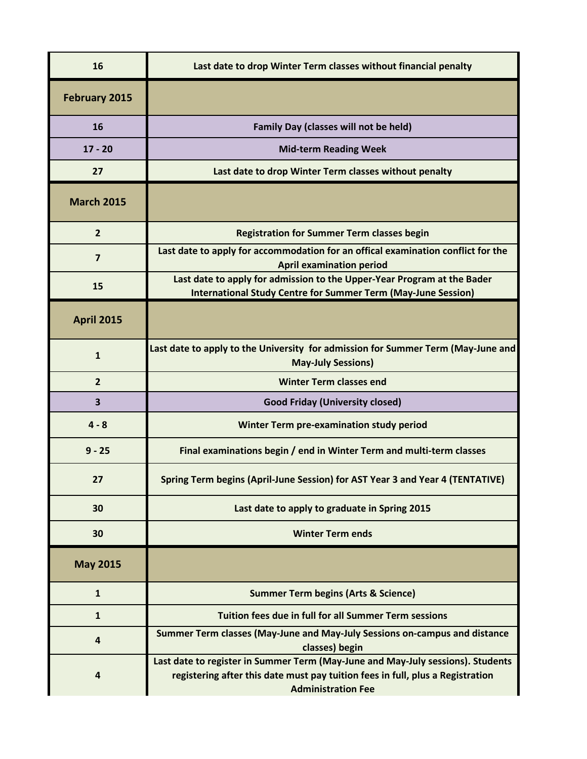| 16 | Last date to drop Winter Term classes without financial penalty |
|---|---|
| **February 2015** | |
| 16 | Family Day (classes will not be held) |
| 17 - 20 | Mid-term Reading Week |
| 27 | Last date to drop Winter Term classes without penalty |
| **March 2015** | |
| 2 | Registration for Summer Term classes begin |
| 7 | Last date to apply for accommodation for an offical examination conflict for the April examination period |
| 15 | Last date to apply for admission to the Upper-Year Program at the Bader International Study Centre for Summer Term (May-June Session) |
| **April 2015** | |
| 1 | Last date to apply to the University for admission for Summer Term (May-June and May-July Sessions) |
| 2 | Winter Term classes end |
| 3 | Good Friday (University closed) |
| 4 - 8 | Winter Term pre-examination study period |
| 9 - 25 | Final examinations begin / end in Winter Term and multi-term classes |
| 27 | Spring Term begins (April-June Session) for AST Year 3 and Year 4 (TENTATIVE) |
| 30 | Last date to apply to graduate in Spring 2015 |
| 30 | Winter Term ends |
| **May 2015** | |
| 1 | Summer Term begins (Arts & Science) |
| 1 | Tuition fees due in full for all Summer Term sessions |
| 4 | Summer Term classes (May-June and May-July Sessions on-campus and distance classes) begin |
| 4 | Last date to register in Summer Term (May-June and May-July sessions). Students registering after this date must pay tuition fees in full, plus a Registration Administration Fee |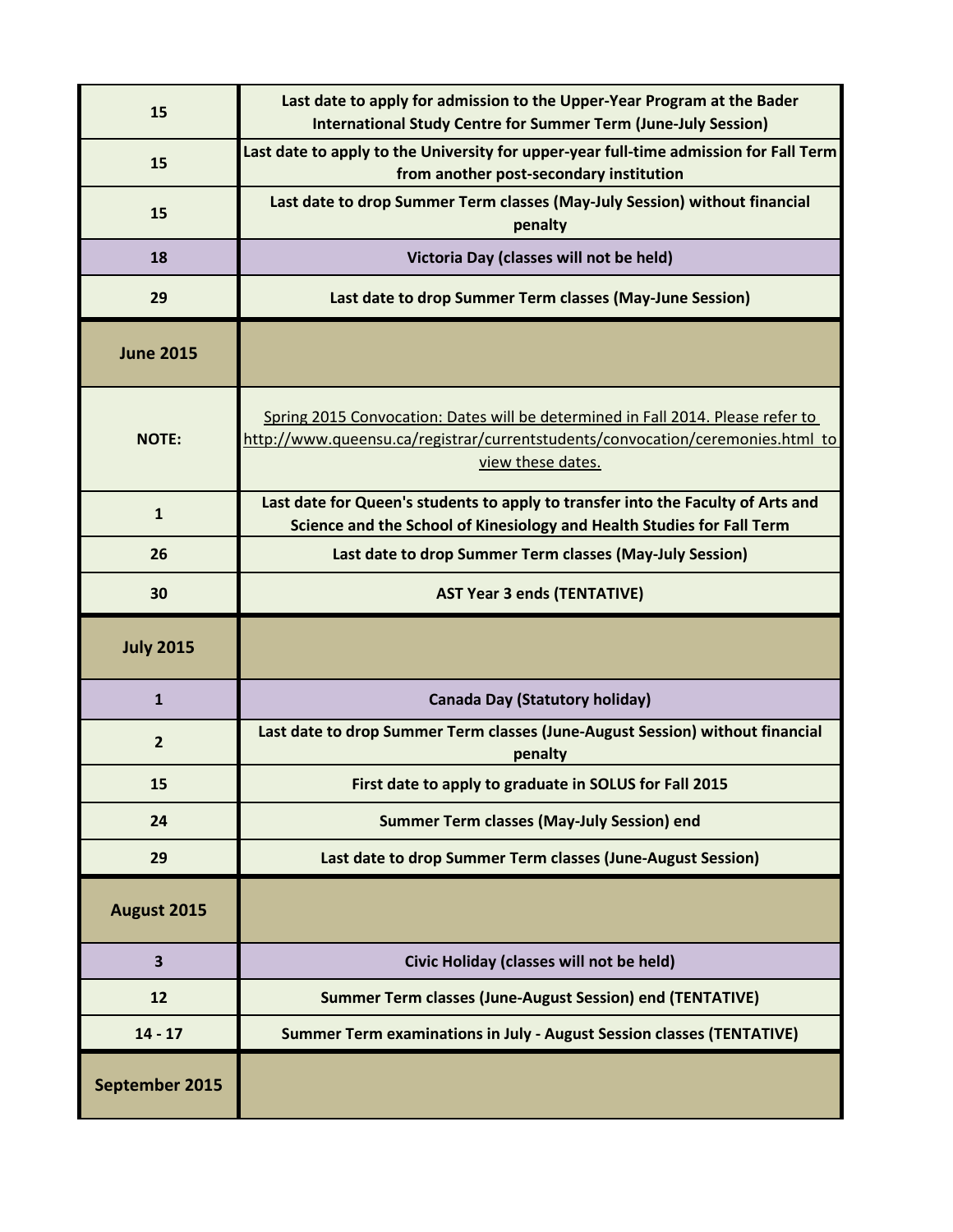| | |
|---|---|
| 15 | **Last date to apply for admission to the Upper-Year Program at the Bader International Study Centre for Summer Term (June-July Session)** |
| 15 | **Last date to apply to the University for upper-year full-time admission for Fall Term from another post-secondary institution** |
| 15 | **Last date to drop Summer Term classes (May-July Session) without financial penalty** |
| 18 | **Victoria Day (classes will not be held)** |
| 29 | **Last date to drop Summer Term classes (May-June Session)** |
| **June 2015** | |
| **NOTE:** | Spring 2015 Convocation: Dates will be determined in Fall 2014. Please refer to http://www.queensu.ca/registrar/currentstudents/convocation/ceremonies.html to view these dates. |
| 1 | **Last date for Queen's students to apply to transfer into the Faculty of Arts and Science and the School of Kinesiology and Health Studies for Fall Term** |
| 26 | **Last date to drop Summer Term classes (May-July Session)** |
| 30 | **AST Year 3 ends (TENTATIVE)** |
| **July 2015** | |
| 1 | **Canada Day (Statutory holiday)** |
| 2 | **Last date to drop Summer Term classes (June-August Session) without financial penalty** |
| 15 | **First date to apply to graduate in SOLUS for Fall 2015** |
| 24 | **Summer Term classes (May-July Session) end** |
| 29 | **Last date to drop Summer Term classes (June-August Session)** |
| **August 2015** | |
| 3 | **Civic Holiday (classes will not be held)** |
| 12 | **Summer Term classes (June-August Session) end (TENTATIVE)** |
| 14 - 17 | **Summer Term examinations in July - August Session classes (TENTATIVE)** |
| **September 2015** | |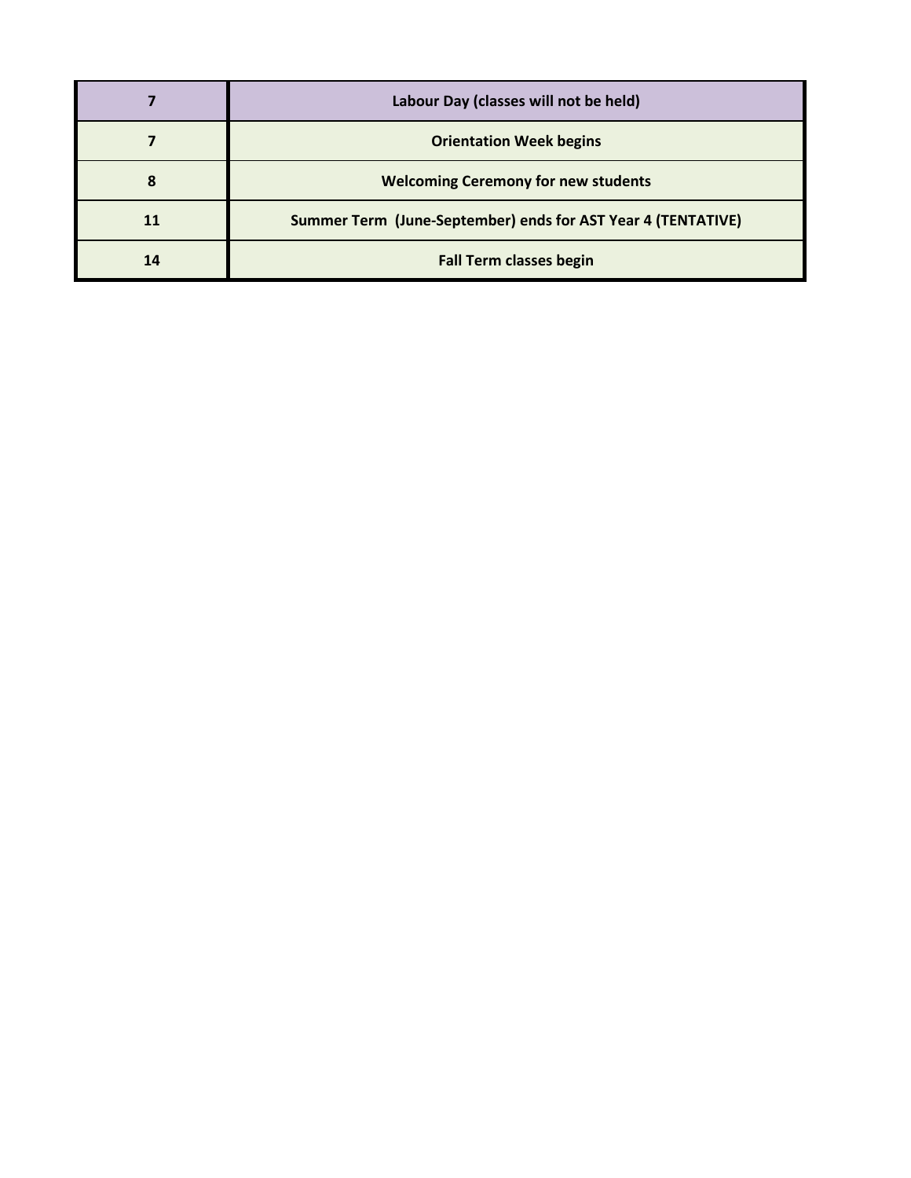| | |
|---|---|
| **7** | **Labour Day (classes will not be held)** |
| **7** | **Orientation Week begins** |
| **8** | **Welcoming Ceremony for new students** |
| **11** | **Summer Term (June-September) ends for AST Year 4 (TENTATIVE)** |
| **14** | **Fall Term classes begin** |